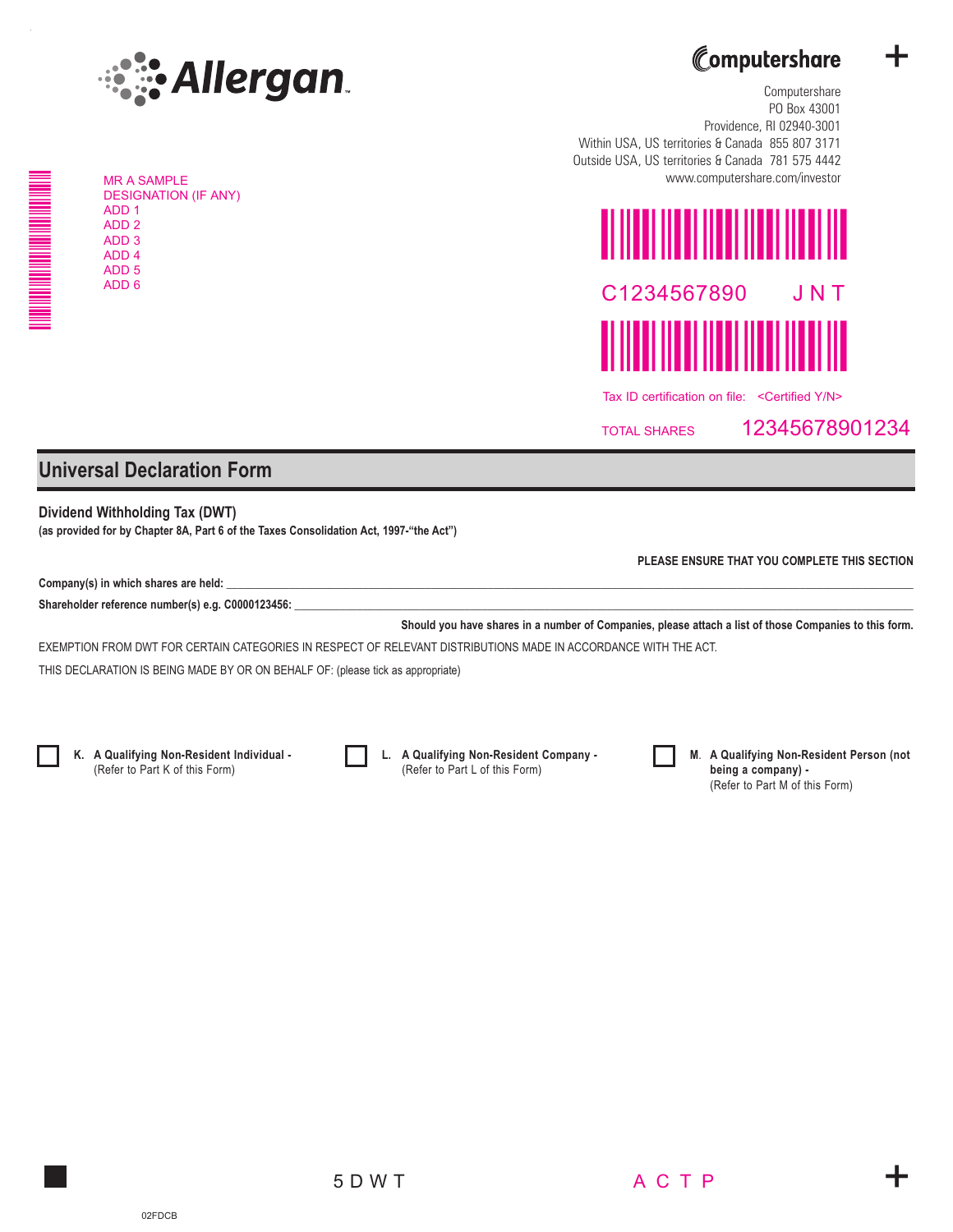Allergan

Computershare

Computershare
PO Box 43001
Providence, RI 02940-3001
Within USA, US territories & Canada 855 807 3171
Outside USA, US territories & Canada 781 575 4442
www.computershare.com/investor

MR A SAMPLE
DESIGNATION (IF ANY)
ADD 1
ADD 2
ADD 3
ADD 4
ADD 5
ADD 6

C1234567890 J N T

Tax ID certification on file: <Certified Y/N>

TOTAL SHARES 12345678901234

## Universal Declaration Form

### Dividend Withholding Tax (DWT)

**(as provided for by Chapter 8A, Part 6 of the Taxes Consolidation Act, 1997-"the Act")**

**PLEASE ENSURE THAT YOU COMPLETE THIS SECTION**

**Company(s) in which shares are held:** ______________________________________________

**Shareholder reference number(s) e.g. C0000123456:** ______________________________________________

**Should you have shares in a number of Companies, please attach a list of those Companies to this form.**

EXEMPTION FROM DWT FOR CERTAIN CATEGORIES IN RESPECT OF RELEVANT DISTRIBUTIONS MADE IN ACCORDANCE WITH THE ACT.

THIS DECLARATION IS BEING MADE BY OR ON BEHALF OF: (please tick as appropriate)

☐ **K. A Qualifying Non-Resident Individual -** (Refer to Part K of this Form)

☐ **L. A Qualifying Non-Resident Company -** (Refer to Part L of this Form)

☐ **M. A Qualifying Non-Resident Person (not being a company) -** (Refer to Part M of this Form)

5 D W T

A C T P

02FDCB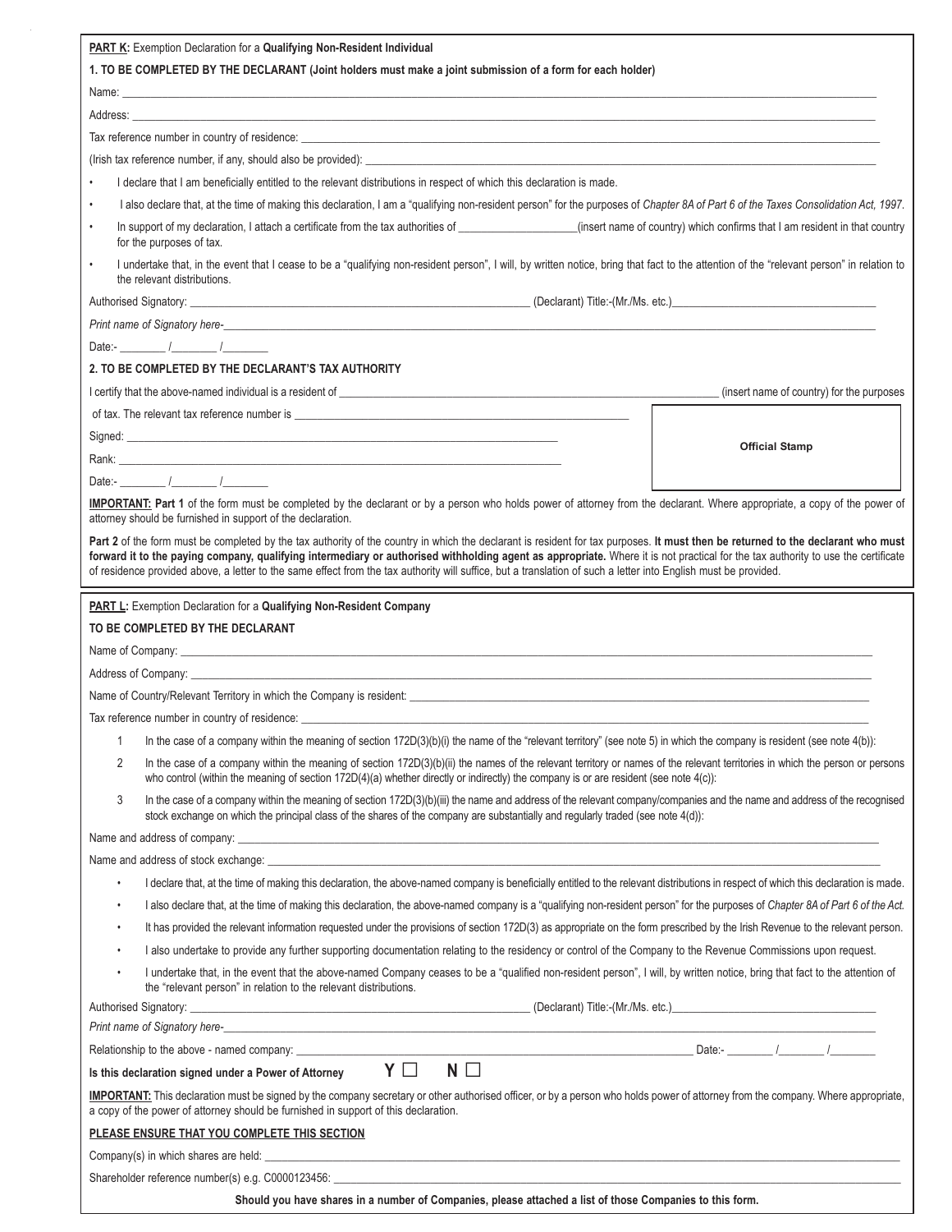**PART K:** Exemption Declaration for a **Qualifying Non-Resident Individual**

**1. TO BE COMPLETED BY THE DECLARANT (Joint holders must make a joint submission of a form for each holder)**

Name: ___

Address: ___

Tax reference number in country of residence: ___

(Irish tax reference number, if any, should also be provided): ___

- I declare that I am beneficially entitled to the relevant distributions in respect of which this declaration is made.
- I also declare that, at the time of making this declaration, I am a "qualifying non-resident person" for the purposes of *Chapter 8A of Part 6 of the Taxes Consolidation Act, 1997*.
- In support of my declaration, I attach a certificate from the tax authorities of ___ (insert name of country) which confirms that I am resident in that country for the purposes of tax.
- I undertake that, in the event that I cease to be a "qualifying non-resident person", I will, by written notice, bring that fact to the attention of the "relevant person" in relation to the relevant distributions.

Authorised Signatory: ___ (Declarant) Title:-(Mr./Ms. etc.) ___

*Print name of Signatory here-* ___

Date:- ___ / ___ / ___

**2. TO BE COMPLETED BY THE DECLARANT'S TAX AUTHORITY**

I certify that the above-named individual is a resident of ___ (insert name of country) for the purposes of tax. The relevant tax reference number is ___

Signed: ___

Rank: ___

Date:- ___ / ___ / ___

**Official Stamp**

**IMPORTANT: Part 1** of the form must be completed by the declarant or by a person who holds power of attorney from the declarant. Where appropriate, a copy of the power of attorney should be furnished in support of the declaration.

**Part 2** of the form must be completed by the tax authority of the country in which the declarant is resident for tax purposes. **It must then be returned to the declarant who must forward it to the paying company, qualifying intermediary or authorised withholding agent as appropriate.** Where it is not practical for the tax authority to use the certificate of residence provided above, a letter to the same effect from the tax authority will suffice, but a translation of such a letter into English must be provided.

**PART L:** Exemption Declaration for a **Qualifying Non-Resident Company**

**TO BE COMPLETED BY THE DECLARANT**

Name of Company: ___

Address of Company: ___

Name of Country/Relevant Territory in which the Company is resident: ___

Tax reference number in country of residence: ___

1. In the case of a company within the meaning of section 172D(3)(b)(i) the name of the "relevant territory" (see note 5) in which the company is resident (see note 4(b)):
2. In the case of a company within the meaning of section 172D(3)(b)(ii) the names of the relevant territory or names of the relevant territories in which the person or persons who control (within the meaning of section 172D(4)(a) whether directly or indirectly) the company is or are resident (see note 4(c)):
3. In the case of a company within the meaning of section 172D(3)(b)(iii) the name and address of the relevant company/companies and the name and address of the recognised stock exchange on which the principal class of the shares of the company are substantially and regularly traded (see note 4(d)):

Name and address of company: ___

Name and address of stock exchange: ___

- I declare that, at the time of making this declaration, the above-named company is beneficially entitled to the relevant distributions in respect of which this declaration is made.
- I also declare that, at the time of making this declaration, the above-named company is a "qualifying non-resident person" for the purposes of *Chapter 8A of Part 6 of the Act.*
- It has provided the relevant information requested under the provisions of section 172D(3) as appropriate on the form prescribed by the Irish Revenue to the relevant person.
- I also undertake to provide any further supporting documentation relating to the residency or control of the Company to the Revenue Commissions upon request.
- I undertake that, in the event that the above-named Company ceases to be a "qualified non-resident person", I will, by written notice, bring that fact to the attention of the "relevant person" in relation to the relevant distributions.

Authorised Signatory: ___ (Declarant) Title:-(Mr./Ms. etc.) ___

*Print name of Signatory here-* ___

Relationship to the above - named company: ___ Date:- ___ / ___ / ___

**Is this declaration signed under a Power of Attorney** **Y** ☐ **N** ☐

**IMPORTANT:** This declaration must be signed by the company secretary or other authorised officer, or by a person who holds power of attorney from the company. Where appropriate, a copy of the power of attorney should be furnished in support of this declaration.

**PLEASE ENSURE THAT YOU COMPLETE THIS SECTION**

Company(s) in which shares are held: ___

Shareholder reference number(s) e.g. C0000123456: ___

**Should you have shares in a number of Companies, please attached a list of those Companies to this form.**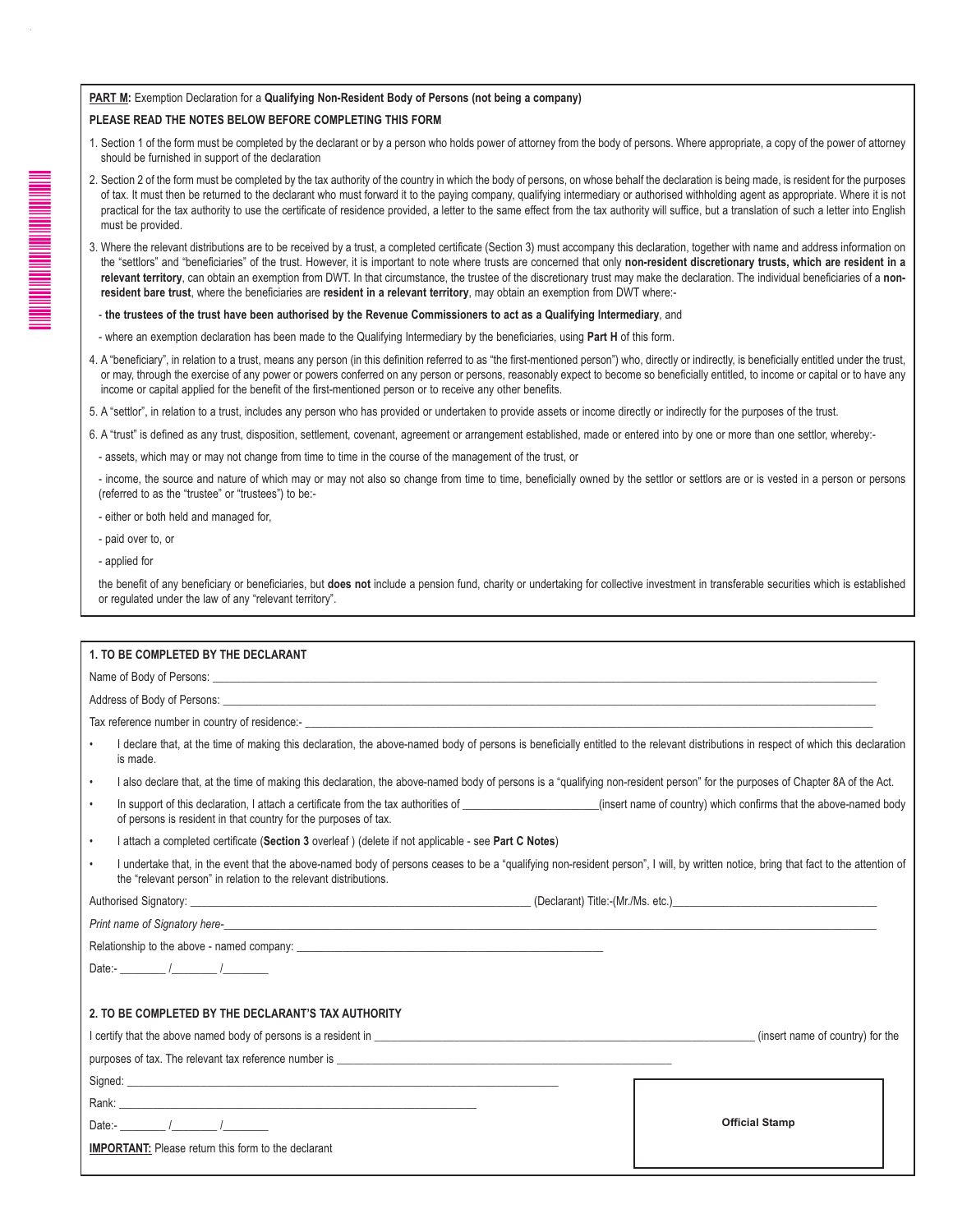**PART M:** Exemption Declaration for a **Qualifying Non-Resident Body of Persons (not being a company)**

**PLEASE READ THE NOTES BELOW BEFORE COMPLETING THIS FORM**

1. Section 1 of the form must be completed by the declarant or by a person who holds power of attorney from the body of persons. Where appropriate, a copy of the power of attorney should be furnished in support of the declaration

2. Section 2 of the form must be completed by the tax authority of the country in which the body of persons, on whose behalf the declaration is being made, is resident for the purposes of tax. It must then be returned to the declarant who must forward it to the paying company, qualifying intermediary or authorised withholding agent as appropriate. Where it is not practical for the tax authority to use the certificate of residence provided, a letter to the same effect from the tax authority will suffice, but a translation of such a letter into English must be provided.

3. Where the relevant distributions are to be received by a trust, a completed certificate (Section 3) must accompany this declaration, together with name and address information on the "settlors" and "beneficiaries" of the trust. However, it is important to note where trusts are concerned that only **non-resident discretionary trusts, which are resident in a relevant territory**, can obtain an exemption from DWT. In that circumstance, the trustee of the discretionary trust may make the declaration. The individual beneficiaries of a **non-resident bare trust**, where the beneficiaries are **resident in a relevant territory**, may obtain an exemption from DWT where:-

   - **the trustees of the trust have been authorised by the Revenue Commissioners to act as a Qualifying Intermediary**, and

   - where an exemption declaration has been made to the Qualifying Intermediary by the beneficiaries, using **Part H** of this form.

4. A "beneficiary", in relation to a trust, means any person (in this definition referred to as "the first-mentioned person") who, directly or indirectly, is beneficially entitled under the trust, or may, through the exercise of any power or powers conferred on any person or persons, reasonably expect to become so beneficially entitled, to income or capital or to have any income or capital applied for the benefit of the first-mentioned person or to receive any other benefits.

5. A "settlor", in relation to a trust, includes any person who has provided or undertaken to provide assets or income directly or indirectly for the purposes of the trust.

6. A "trust" is defined as any trust, disposition, settlement, covenant, agreement or arrangement established, made or entered into by one or more than one settlor, whereby:-

   - assets, which may or may not change from time to time in the course of the management of the trust, or

   - income, the source and nature of which may or may not also so change from time to time, beneficially owned by the settlor or settlors are or is vested in a person or persons (referred to as the "trustee" or "trustees") to be:-

   - either or both held and managed for,

   - paid over to, or

   - applied for

   the benefit of any beneficiary or beneficiaries, but **does not** include a pension fund, charity or undertaking for collective investment in transferable securities which is established or regulated under the law of any "relevant territory".

**1. TO BE COMPLETED BY THE DECLARANT**

Name of Body of Persons: ____________________

Address of Body of Persons: ____________________

Tax reference number in country of residence:- ____________________

- I declare that, at the time of making this declaration, the above-named body of persons is beneficially entitled to the relevant distributions in respect of which this declaration is made.
- I also declare that, at the time of making this declaration, the above-named body of persons is a "qualifying non-resident person" for the purposes of Chapter 8A of the Act.
- In support of this declaration, I attach a certificate from the tax authorities of ____________(insert name of country) which confirms that the above-named body of persons is resident in that country for the purposes of tax.
- I attach a completed certificate (**Section 3** overleaf ) (delete if not applicable - see **Part C Notes**)
- I undertake that, in the event that the above-named body of persons ceases to be a "qualifying non-resident person", I will, by written notice, bring that fact to the attention of the "relevant person" in relation to the relevant distributions.

Authorised Signatory: ____________________ (Declarant) Title:-(Mr./Ms. etc.)____________________

*Print name of Signatory here-*____________________

Relationship to the above - named company: ____________________

Date:- ________ /________ /________

**2. TO BE COMPLETED BY THE DECLARANT'S TAX AUTHORITY**

I certify that the above named body of persons is a resident in ____________________ (insert name of country) for the purposes of tax. The relevant tax reference number is ____________________

Signed: ____________________

Rank: ____________________

Date:- ________ /________ /________

**Official Stamp**

**IMPORTANT:** Please return this form to the declarant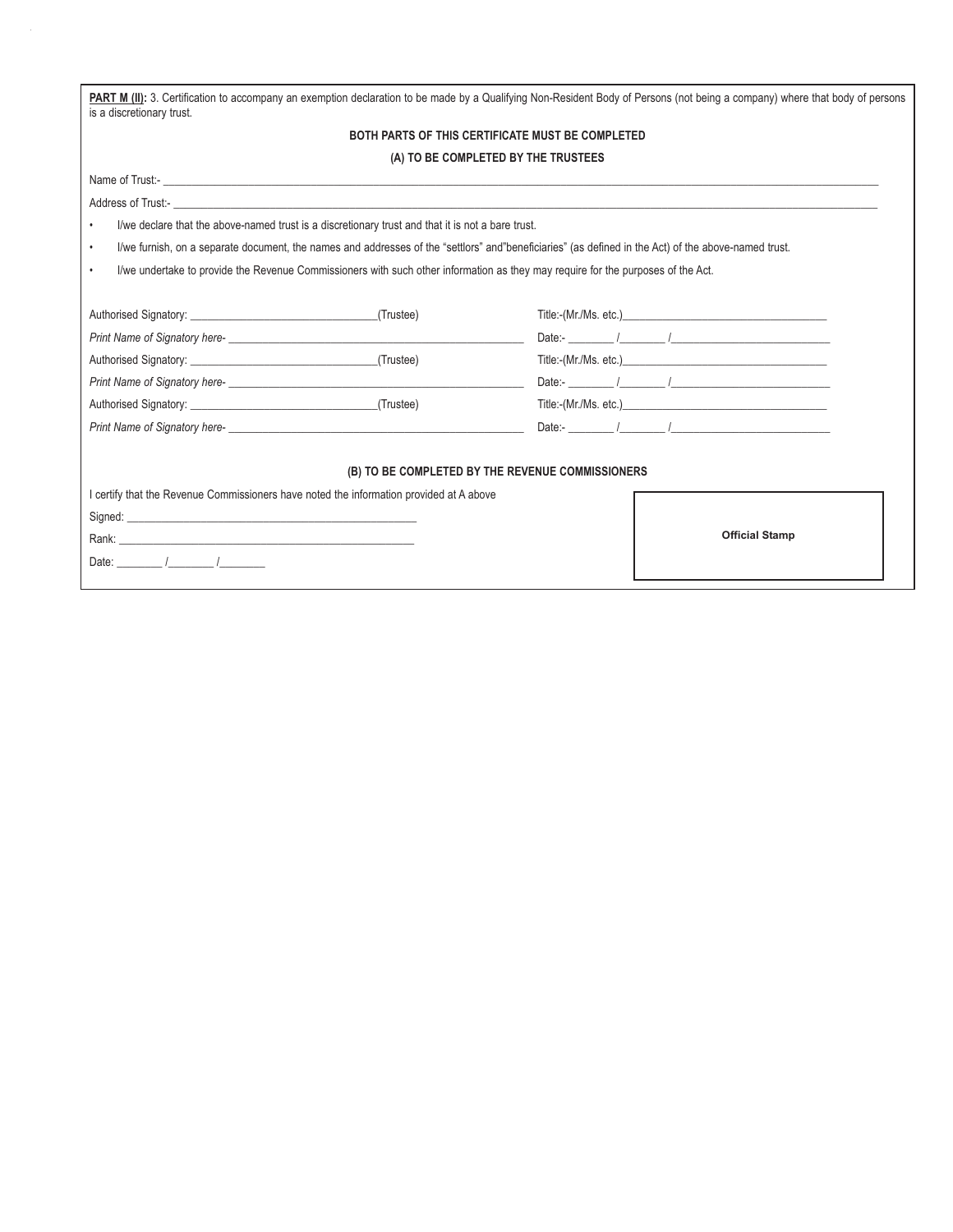**PART M (II):** 3. Certification to accompany an exemption declaration to be made by a Qualifying Non-Resident Body of Persons (not being a company) where that body of persons is a discretionary trust.

**BOTH PARTS OF THIS CERTIFICATE MUST BE COMPLETED**

**(A) TO BE COMPLETED BY THE TRUSTEES**

Name of Trust:- ____________________________________________

Address of Trust:- ____________________________________________

- I/we declare that the above-named trust is a discretionary trust and that it is not a bare trust.
- I/we furnish, on a separate document, the names and addresses of the "settlors" and"beneficiaries" (as defined in the Act) of the above-named trust.
- I/we undertake to provide the Revenue Commissioners with such other information as they may require for the purposes of the Act.

Authorised Signatory: ______________________(Trustee) Title:-(Mr./Ms. etc.)______________________

*Print Name of Signatory here-* ______________________ Date:- ______ /______ /______

Authorised Signatory: ______________________(Trustee) Title:-(Mr./Ms. etc.)______________________

*Print Name of Signatory here-* ______________________ Date:- ______ /______ /______

Authorised Signatory: ______________________(Trustee) Title:-(Mr./Ms. etc.)______________________

*Print Name of Signatory here-* ______________________ Date:- ______ /______ /______

**(B) TO BE COMPLETED BY THE REVENUE COMMISSIONERS**

I certify that the Revenue Commissioners have noted the information provided at A above

Signed: ______________________

Rank: ______________________

Date: ______ /______ /______

**Official Stamp**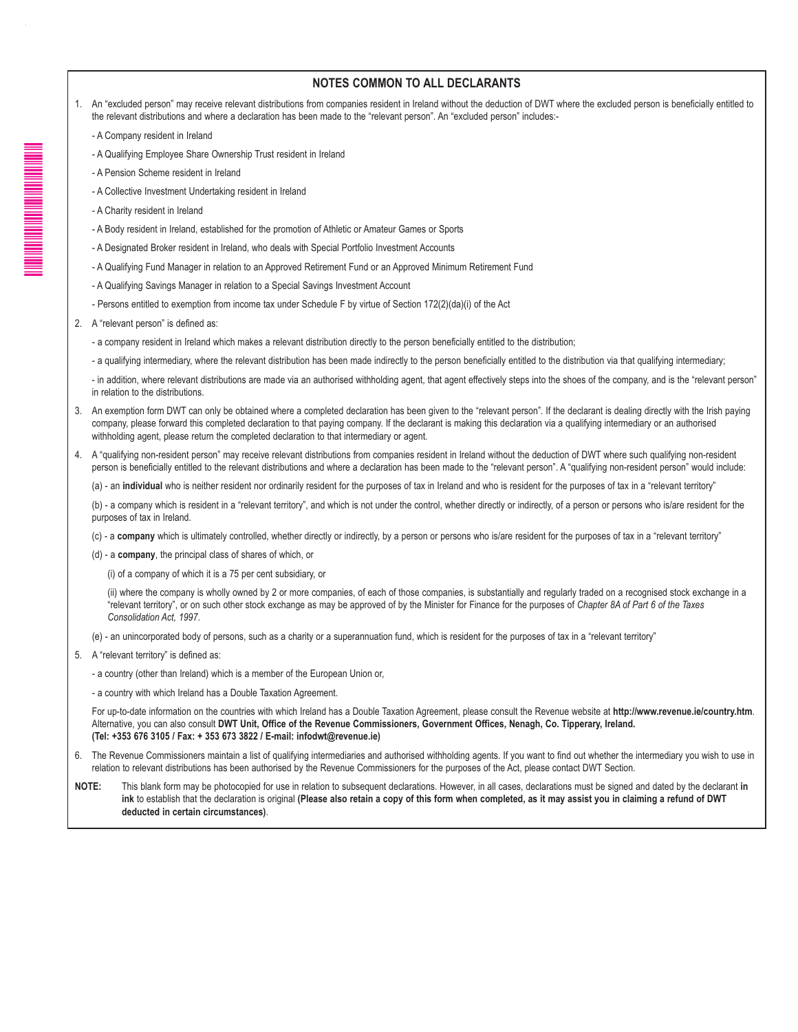## NOTES COMMON TO ALL DECLARANTS

1. An "excluded person" may receive relevant distributions from companies resident in Ireland without the deduction of DWT where the excluded person is beneficially entitled to the relevant distributions and where a declaration has been made to the "relevant person". An "excluded person" includes:-

   - A Company resident in Ireland
   - A Qualifying Employee Share Ownership Trust resident in Ireland
   - A Pension Scheme resident in Ireland
   - A Collective Investment Undertaking resident in Ireland
   - A Charity resident in Ireland
   - A Body resident in Ireland, established for the promotion of Athletic or Amateur Games or Sports
   - A Designated Broker resident in Ireland, who deals with Special Portfolio Investment Accounts
   - A Qualifying Fund Manager in relation to an Approved Retirement Fund or an Approved Minimum Retirement Fund
   - A Qualifying Savings Manager in relation to a Special Savings Investment Account
   - Persons entitled to exemption from income tax under Schedule F by virtue of Section 172(2)(da)(i) of the Act

2. A "relevant person" is defined as:

   - a company resident in Ireland which makes a relevant distribution directly to the person beneficially entitled to the distribution;
   - a qualifying intermediary, where the relevant distribution has been made indirectly to the person beneficially entitled to the distribution via that qualifying intermediary;
   - in addition, where relevant distributions are made via an authorised withholding agent, that agent effectively steps into the shoes of the company, and is the "relevant person" in relation to the distributions.

3. An exemption form DWT can only be obtained where a completed declaration has been given to the "relevant person". If the declarant is dealing directly with the Irish paying company, please forward this completed declaration to that paying company. If the declarant is making this declaration via a qualifying intermediary or an authorised withholding agent, please return the completed declaration to that intermediary or agent.

4. A "qualifying non-resident person" may receive relevant distributions from companies resident in Ireland without the deduction of DWT where such qualifying non-resident person is beneficially entitled to the relevant distributions and where a declaration has been made to the "relevant person". A "qualifying non-resident person" would include:

   (a) - an **individual** who is neither resident nor ordinarily resident for the purposes of tax in Ireland and who is resident for the purposes of tax in a "relevant territory"

   (b) - a company which is resident in a "relevant territory", and which is not under the control, whether directly or indirectly, of a person or persons who is/are resident for the purposes of tax in Ireland.

   (c) - a **company** which is ultimately controlled, whether directly or indirectly, by a person or persons who is/are resident for the purposes of tax in a "relevant territory"

   (d) - a **company**, the principal class of shares of which, or

   (i) of a company of which it is a 75 per cent subsidiary, or

   (ii) where the company is wholly owned by 2 or more companies, of each of those companies, is substantially and regularly traded on a recognised stock exchange in a "relevant territory", or on such other stock exchange as may be approved of by the Minister for Finance for the purposes of *Chapter 8A of Part 6 of the Taxes Consolidation Act, 1997*.

   (e) - an unincorporated body of persons, such as a charity or a superannuation fund, which is resident for the purposes of tax in a "relevant territory"

5. A "relevant territory" is defined as:

   - a country (other than Ireland) which is a member of the European Union or,
   - a country with which Ireland has a Double Taxation Agreement.

   For up-to-date information on the countries with which Ireland has a Double Taxation Agreement, please consult the Revenue website at **http://www.revenue.ie/country.htm**. Alternative, you can also consult **DWT Unit, Office of the Revenue Commissioners, Government Offices, Nenagh, Co. Tipperary, Ireland. (Tel: +353 676 3105 / Fax: + 353 673 3822 / E-mail: infodwt@revenue.ie)**

6. The Revenue Commissioners maintain a list of qualifying intermediaries and authorised withholding agents. If you want to find out whether the intermediary you wish to use in relation to relevant distributions has been authorised by the Revenue Commissioners for the purposes of the Act, please contact DWT Section.

**NOTE:** This blank form may be photocopied for use in relation to subsequent declarations. However, in all cases, declarations must be signed and dated by the declarant **in ink** to establish that the declaration is original **(Please also retain a copy of this form when completed, as it may assist you in claiming a refund of DWT deducted in certain circumstances)**.